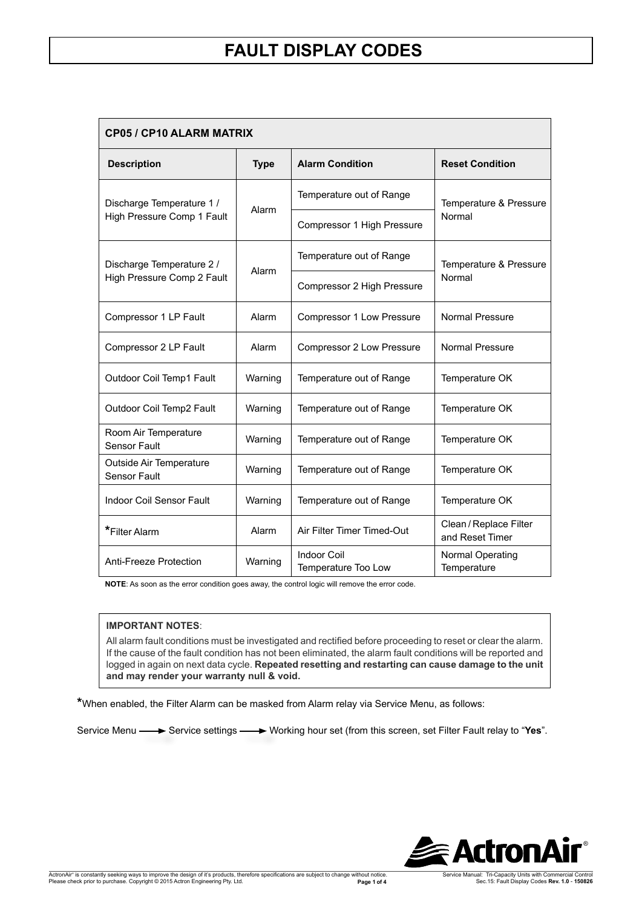# FAULT DISPLAY CODES

| CP05 / CP10 ALARM MATRIX | | | |
|---|---|---|---|
| **Description** | **Type** | **Alarm Condition** | **Reset Condition** |
| Discharge Temperature 1 / High Pressure Comp 1 Fault | Alarm | Temperature out of Range | Temperature & Pressure Normal |
| | | Compressor 1 High Pressure | |
| Discharge Temperature 2 / High Pressure Comp 2 Fault | Alarm | Temperature out of Range | Temperature & Pressure Normal |
| | | Compressor 2 High Pressure | |
| Compressor 1 LP Fault | Alarm | Compressor 1 Low Pressure | Normal Pressure |
| Compressor 2 LP Fault | Alarm | Compressor 2 Low Pressure | Normal Pressure |
| Outdoor Coil Temp1 Fault | Warning | Temperature out of Range | Temperature OK |
| Outdoor Coil Temp2 Fault | Warning | Temperature out of Range | Temperature OK |
| Room Air Temperature Sensor Fault | Warning | Temperature out of Range | Temperature OK |
| Outside Air Temperature Sensor Fault | Warning | Temperature out of Range | Temperature OK |
| Indoor Coil Sensor Fault | Warning | Temperature out of Range | Temperature OK |
| *Filter Alarm | Alarm | Air Filter Timer Timed-Out | Clean / Replace Filter and Reset Timer |
| Anti-Freeze Protection | Warning | Indoor Coil Temperature Too Low | Normal Operating Temperature |

**NOTE**: As soon as the error condition goes away, the control logic will remove the error code.

**IMPORTANT NOTES**:

All alarm fault conditions must be investigated and rectified before proceeding to reset or clear the alarm. If the cause of the fault condition has not been eliminated, the alarm fault conditions will be reported and logged in again on next data cycle. **Repeated resetting and restarting can cause damage to the unit and may render your warranty null & void.**

*When enabled, the Filter Alarm can be masked from Alarm relay via Service Menu, as follows:

Service Menu ⟶ Service settings ⟶ Working hour set (from this screen, set Filter Fault relay to "**Yes**".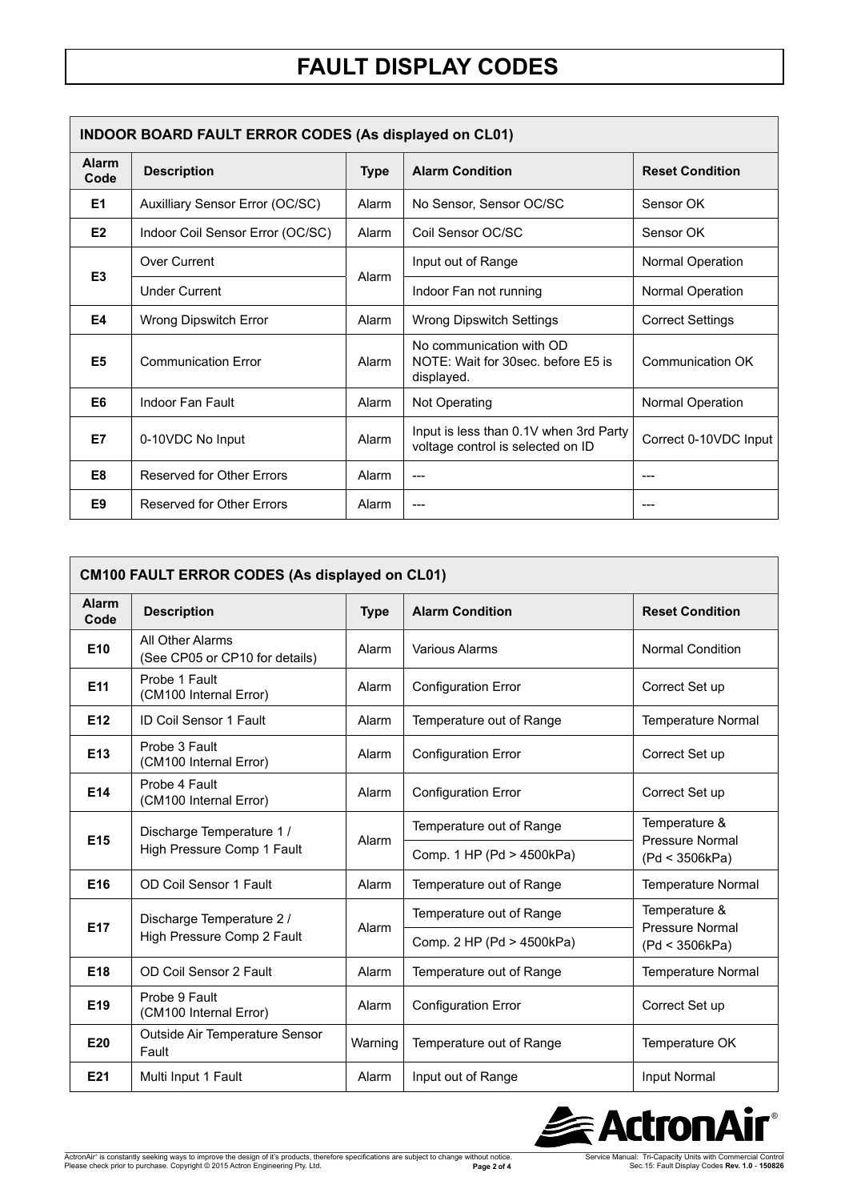# FAULT DISPLAY CODES

| INDOOR BOARD FAULT ERROR CODES (As displayed on CL01) | | | | |
|---|---|---|---|---|
| **Alarm Code** | **Description** | **Type** | **Alarm Condition** | **Reset Condition** |
| **E1** | Auxilliary Sensor Error (OC/SC) | Alarm | No Sensor, Sensor OC/SC | Sensor OK |
| **E2** | Indoor Coil Sensor Error (OC/SC) | Alarm | Coil Sensor OC/SC | Sensor OK |
| **E3** | Over Current | Alarm | Input out of Range | Normal Operation |
| | Under Current | | Indoor Fan not running | Normal Operation |
| **E4** | Wrong Dipswitch Error | Alarm | Wrong Dipswitch Settings | Correct Settings |
| **E5** | Communication Error | Alarm | No communication with OD NOTE: Wait for 30sec. before E5 is displayed. | Communication OK |
| **E6** | Indoor Fan Fault | Alarm | Not Operating | Normal Operation |
| **E7** | 0-10VDC No Input | Alarm | Input is less than 0.1V when 3rd Party voltage control is selected on ID | Correct 0-10VDC Input |
| **E8** | Reserved for Other Errors | Alarm | --- | --- |
| **E9** | Reserved for Other Errors | Alarm | --- | --- |

| CM100 FAULT ERROR CODES (As displayed on CL01) | | | | |
|---|---|---|---|---|
| **Alarm Code** | **Description** | **Type** | **Alarm Condition** | **Reset Condition** |
| **E10** | All Other Alarms (See CP05 or CP10 for details) | Alarm | Various Alarms | Normal Condition |
| **E11** | Probe 1 Fault (CM100 Internal Error) | Alarm | Configuration Error | Correct Set up |
| **E12** | ID Coil Sensor 1 Fault | Alarm | Temperature out of Range | Temperature Normal |
| **E13** | Probe 3 Fault (CM100 Internal Error) | Alarm | Configuration Error | Correct Set up |
| **E14** | Probe 4 Fault (CM100 Internal Error) | Alarm | Configuration Error | Correct Set up |
| **E15** | Discharge Temperature 1 / High Pressure Comp 1 Fault | Alarm | Temperature out of Range | Temperature & Pressure Normal (Pd < 3506kPa) |
| | | | Comp. 1 HP (Pd > 4500kPa) | |
| **E16** | OD Coil Sensor 1 Fault | Alarm | Temperature out of Range | Temperature Normal |
| **E17** | Discharge Temperature 2 / High Pressure Comp 2 Fault | Alarm | Temperature out of Range | Temperature & Pressure Normal (Pd < 3506kPa) |
| | | | Comp. 2 HP (Pd > 4500kPa) | |
| **E18** | OD Coil Sensor 2 Fault | Alarm | Temperature out of Range | Temperature Normal |
| **E19** | Probe 9 Fault (CM100 Internal Error) | Alarm | Configuration Error | Correct Set up |
| **E20** | Outside Air Temperature Sensor Fault | Warning | Temperature out of Range | Temperature OK |
| **E21** | Multi Input 1 Fault | Alarm | Input out of Range | Input Normal |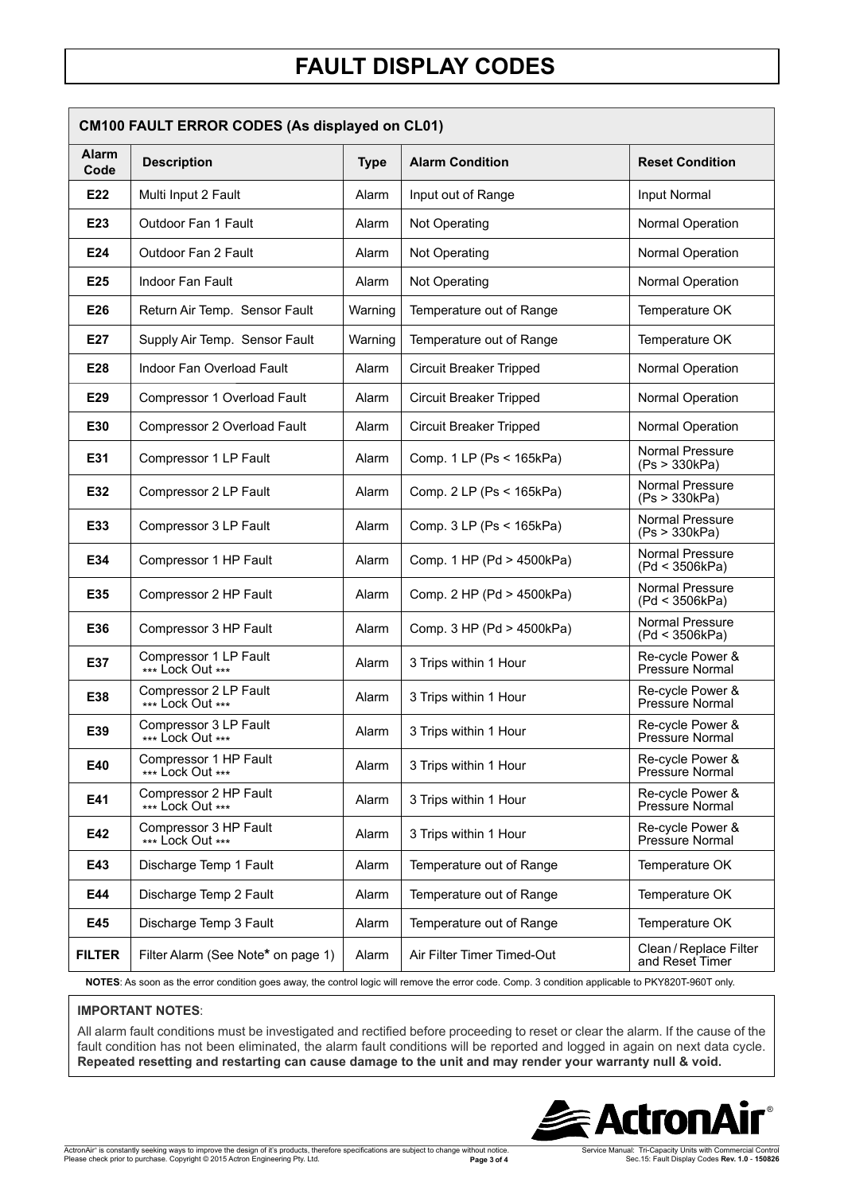# FAULT DISPLAY CODES

| CM100 FAULT ERROR CODES (As displayed on CL01) | | | | |
|---|---|---|---|---|
| **Alarm Code** | **Description** | **Type** | **Alarm Condition** | **Reset Condition** |
| **E22** | Multi Input 2 Fault | Alarm | Input out of Range | Input Normal |
| **E23** | Outdoor Fan 1 Fault | Alarm | Not Operating | Normal Operation |
| **E24** | Outdoor Fan 2 Fault | Alarm | Not Operating | Normal Operation |
| **E25** | Indoor Fan Fault | Alarm | Not Operating | Normal Operation |
| **E26** | Return Air Temp. Sensor Fault | Warning | Temperature out of Range | Temperature OK |
| **E27** | Supply Air Temp. Sensor Fault | Warning | Temperature out of Range | Temperature OK |
| **E28** | Indoor Fan Overload Fault | Alarm | Circuit Breaker Tripped | Normal Operation |
| **E29** | Compressor 1 Overload Fault | Alarm | Circuit Breaker Tripped | Normal Operation |
| **E30** | Compressor 2 Overload Fault | Alarm | Circuit Breaker Tripped | Normal Operation |
| **E31** | Compressor 1 LP Fault | Alarm | Comp. 1 LP (Ps < 165kPa) | Normal Pressure (Ps > 330kPa) |
| **E32** | Compressor 2 LP Fault | Alarm | Comp. 2 LP (Ps < 165kPa) | Normal Pressure (Ps > 330kPa) |
| **E33** | Compressor 3 LP Fault | Alarm | Comp. 3 LP (Ps < 165kPa) | Normal Pressure (Ps > 330kPa) |
| **E34** | Compressor 1 HP Fault | Alarm | Comp. 1 HP (Pd > 4500kPa) | Normal Pressure (Pd < 3506kPa) |
| **E35** | Compressor 2 HP Fault | Alarm | Comp. 2 HP (Pd > 4500kPa) | Normal Pressure (Pd < 3506kPa) |
| **E36** | Compressor 3 HP Fault | Alarm | Comp. 3 HP (Pd > 4500kPa) | Normal Pressure (Pd < 3506kPa) |
| **E37** | Compressor 1 LP Fault *** Lock Out *** | Alarm | 3 Trips within 1 Hour | Re-cycle Power & Pressure Normal |
| **E38** | Compressor 2 LP Fault *** Lock Out *** | Alarm | 3 Trips within 1 Hour | Re-cycle Power & Pressure Normal |
| **E39** | Compressor 3 LP Fault *** Lock Out *** | Alarm | 3 Trips within 1 Hour | Re-cycle Power & Pressure Normal |
| **E40** | Compressor 1 HP Fault *** Lock Out *** | Alarm | 3 Trips within 1 Hour | Re-cycle Power & Pressure Normal |
| **E41** | Compressor 2 HP Fault *** Lock Out *** | Alarm | 3 Trips within 1 Hour | Re-cycle Power & Pressure Normal |
| **E42** | Compressor 3 HP Fault *** Lock Out *** | Alarm | 3 Trips within 1 Hour | Re-cycle Power & Pressure Normal |
| **E43** | Discharge Temp 1 Fault | Alarm | Temperature out of Range | Temperature OK |
| **E44** | Discharge Temp 2 Fault | Alarm | Temperature out of Range | Temperature OK |
| **E45** | Discharge Temp 3 Fault | Alarm | Temperature out of Range | Temperature OK |
| **FILTER** | Filter Alarm (See Note* on page 1) | Alarm | Air Filter Timer Timed-Out | Clean / Replace Filter and Reset Timer |

**NOTES**: As soon as the error condition goes away, the control logic will remove the error code. Comp. 3 condition applicable to PKY820T-960T only.

**IMPORTANT NOTES**:

All alarm fault conditions must be investigated and rectified before proceeding to reset or clear the alarm. If the cause of the fault condition has not been eliminated, the alarm fault conditions will be reported and logged in again on next data cycle. **Repeated resetting and restarting can cause damage to the unit and may render your warranty null & void.**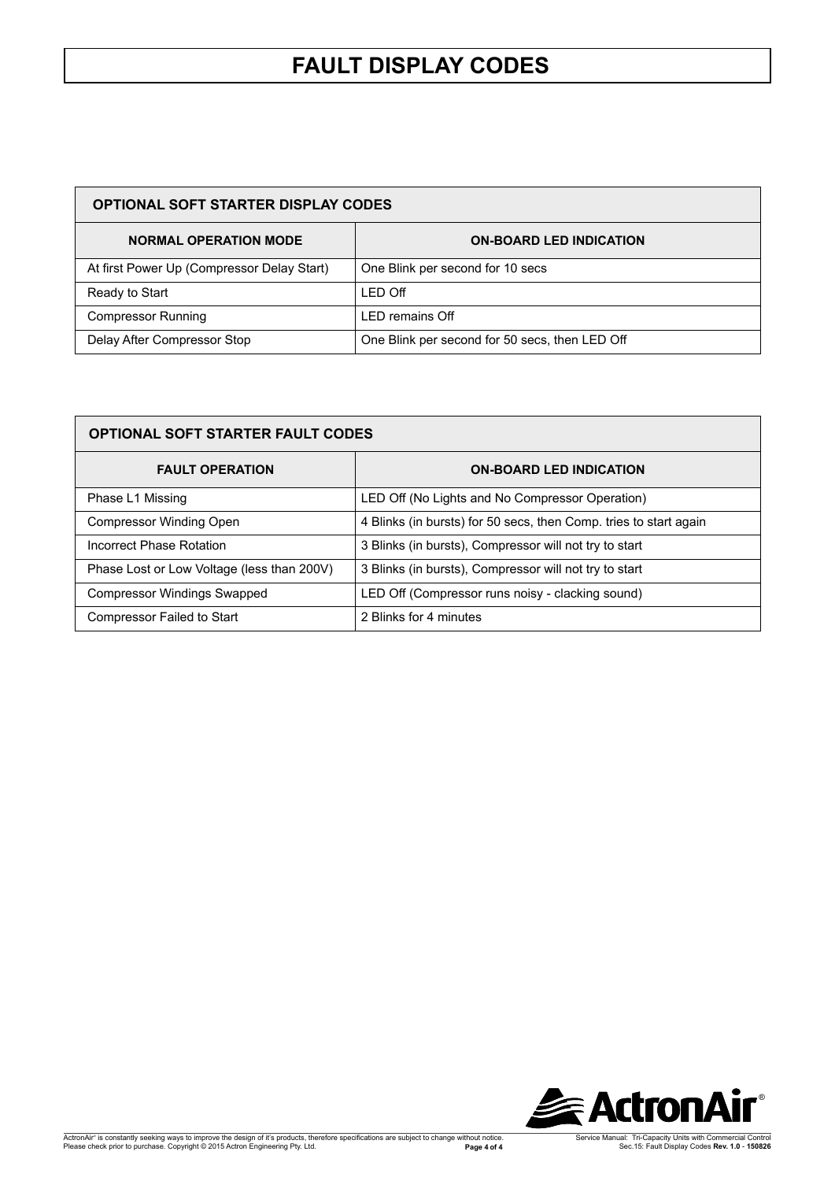# FAULT DISPLAY CODES

| OPTIONAL SOFT STARTER DISPLAY CODES | |
|---|---|
| **NORMAL OPERATION MODE** | **ON-BOARD LED INDICATION** |
| At first Power Up (Compressor Delay Start) | One Blink per second for 10 secs |
| Ready to Start | LED Off |
| Compressor Running | LED remains Off |
| Delay After Compressor Stop | One Blink per second for 50 secs, then LED Off |

| OPTIONAL SOFT STARTER FAULT CODES | |
|---|---|
| **FAULT OPERATION** | **ON-BOARD LED INDICATION** |
| Phase L1 Missing | LED Off (No Lights and No Compressor Operation) |
| Compressor Winding Open | 4 Blinks (in bursts) for 50 secs, then Comp. tries to start again |
| Incorrect Phase Rotation | 3 Blinks (in bursts), Compressor will not try to start |
| Phase Lost or Low Voltage (less than 200V) | 3 Blinks (in bursts), Compressor will not try to start |
| Compressor Windings Swapped | LED Off (Compressor runs noisy - clacking sound) |
| Compressor Failed to Start | 2 Blinks for 4 minutes |